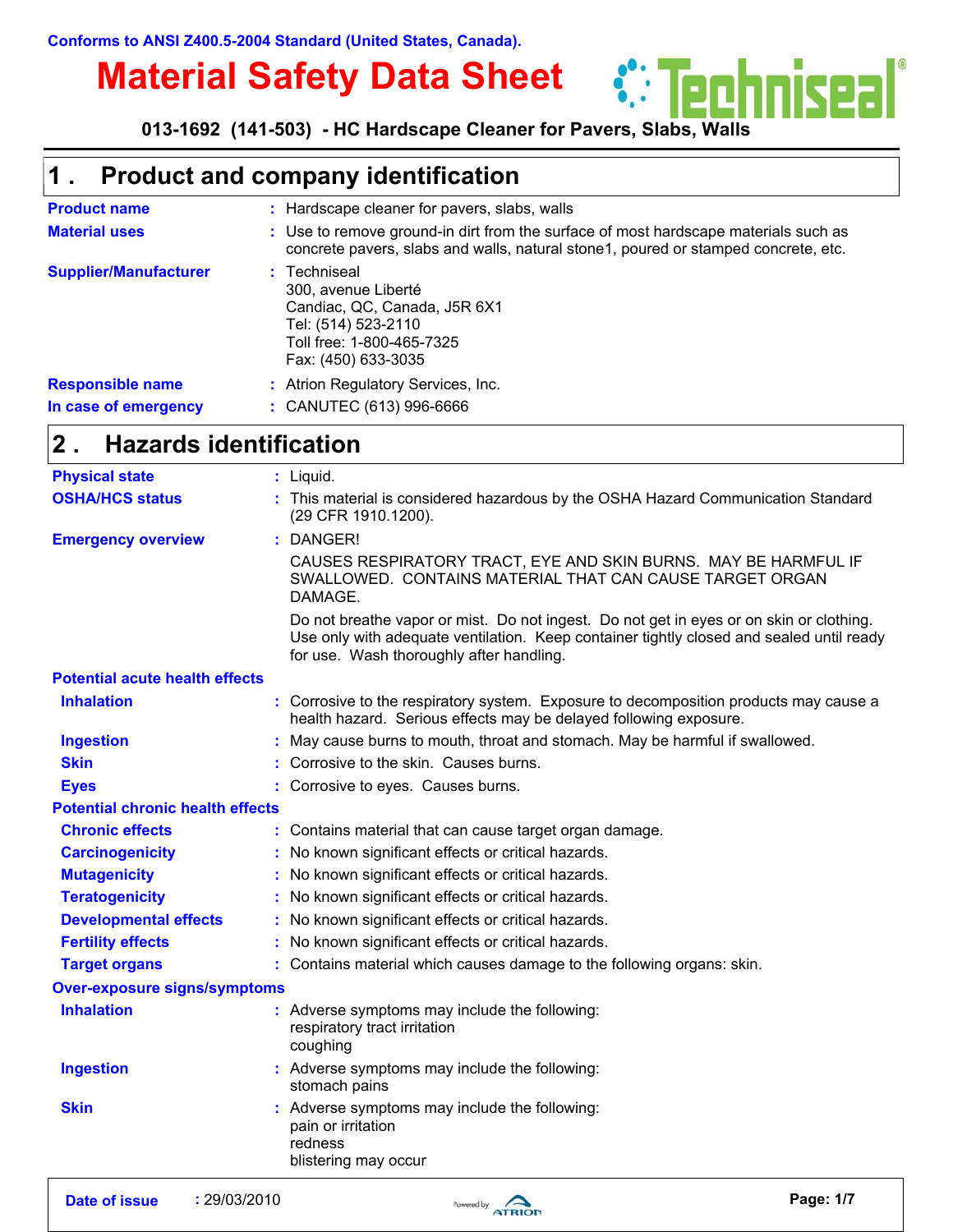Conforms to ANSI Z400.5-2004 Standard (United States, Canada).

# Material Safety Data Sheet

Techniseal®

**013-1692 (141-503) - HC Hardscape Cleaner for Pavers, Slabs, Walls**

## 1 . Product and company identification

**Product name** : Hardscape cleaner for pavers, slabs, walls

**Material uses** : Use to remove ground-in dirt from the surface of most hardscape materials such as concrete pavers, slabs and walls, natural stone1, poured or stamped concrete, etc.

**Supplier/Manufacturer** : Techniseal
300, avenue Liberté
Candiac, QC, Canada, J5R 6X1
Tel: (514) 523-2110
Toll free: 1-800-465-7325
Fax: (450) 633-3035

**Responsible name** : Atrion Regulatory Services, Inc.

**In case of emergency** : CANUTEC (613) 996-6666

## 2 . Hazards identification

**Physical state** : Liquid.

**OSHA/HCS status** : This material is considered hazardous by the OSHA Hazard Communication Standard (29 CFR 1910.1200).

**Emergency overview** : DANGER!

CAUSES RESPIRATORY TRACT, EYE AND SKIN BURNS. MAY BE HARMFUL IF SWALLOWED. CONTAINS MATERIAL THAT CAN CAUSE TARGET ORGAN DAMAGE.

Do not breathe vapor or mist. Do not ingest. Do not get in eyes or on skin or clothing. Use only with adequate ventilation. Keep container tightly closed and sealed until ready for use. Wash thoroughly after handling.

**Potential acute health effects**

**Inhalation** : Corrosive to the respiratory system. Exposure to decomposition products may cause a health hazard. Serious effects may be delayed following exposure.

**Ingestion** : May cause burns to mouth, throat and stomach. May be harmful if swallowed.

**Skin** : Corrosive to the skin. Causes burns.

**Eyes** : Corrosive to eyes. Causes burns.

**Potential chronic health effects**

**Chronic effects** : Contains material that can cause target organ damage.

**Carcinogenicity** : No known significant effects or critical hazards.

**Mutagenicity** : No known significant effects or critical hazards.

**Teratogenicity** : No known significant effects or critical hazards.

**Developmental effects** : No known significant effects or critical hazards.

**Fertility effects** : No known significant effects or critical hazards.

**Target organs** : Contains material which causes damage to the following organs: skin.

**Over-exposure signs/symptoms**

**Inhalation** : Adverse symptoms may include the following:
respiratory tract irritation
coughing

**Ingestion** : Adverse symptoms may include the following:
stomach pains

**Skin** : Adverse symptoms may include the following:
pain or irritation
redness
blistering may occur

**Date of issue** : 29/03/2010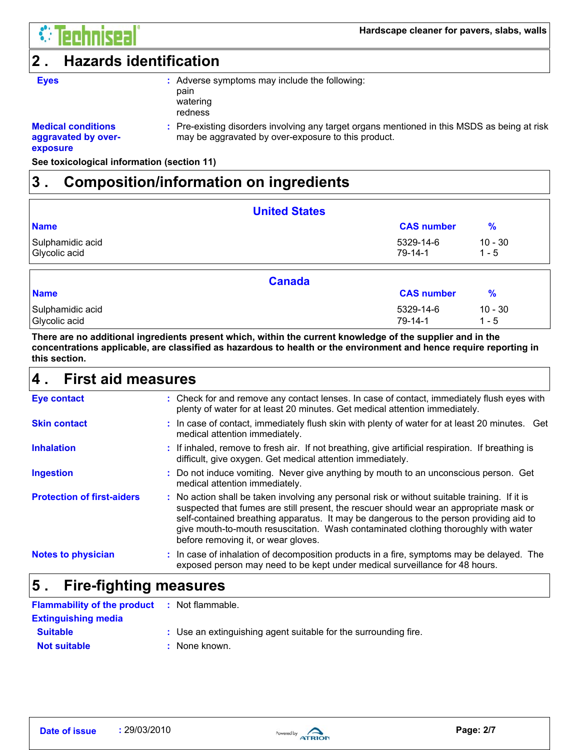## 2 . Hazards identification

**Eyes** : Adverse symptoms may include the following:
pain
watering
redness

**Medical conditions aggravated by over-exposure** : Pre-existing disorders involving any target organs mentioned in this MSDS as being at risk may be aggravated by over-exposure to this product.

**See toxicological information (section 11)**

## 3 . Composition/information on ingredients

**United States**

| Name | CAS number | % |
|---|---|---|
| Sulphamidic acid | 5329-14-6 | 10 - 30 |
| Glycolic acid | 79-14-1 | 1 - 5 |

**Canada**

| Name | CAS number | % |
|---|---|---|
| Sulphamidic acid | 5329-14-6 | 10 - 30 |
| Glycolic acid | 79-14-1 | 1 - 5 |

**There are no additional ingredients present which, within the current knowledge of the supplier and in the concentrations applicable, are classified as hazardous to health or the environment and hence require reporting in this section.**

## 4 . First aid measures

**Eye contact** : Check for and remove any contact lenses. In case of contact, immediately flush eyes with plenty of water for at least 20 minutes. Get medical attention immediately.

**Skin contact** : In case of contact, immediately flush skin with plenty of water for at least 20 minutes. Get medical attention immediately.

**Inhalation** : If inhaled, remove to fresh air. If not breathing, give artificial respiration. If breathing is difficult, give oxygen. Get medical attention immediately.

**Ingestion** : Do not induce vomiting. Never give anything by mouth to an unconscious person. Get medical attention immediately.

**Protection of first-aiders** : No action shall be taken involving any personal risk or without suitable training. If it is suspected that fumes are still present, the rescuer should wear an appropriate mask or self-contained breathing apparatus. It may be dangerous to the person providing aid to give mouth-to-mouth resuscitation. Wash contaminated clothing thoroughly with water before removing it, or wear gloves.

**Notes to physician** : In case of inhalation of decomposition products in a fire, symptoms may be delayed. The exposed person may need to be kept under medical surveillance for 48 hours.

## 5 . Fire-fighting measures

**Flammability of the product** : Not flammable.

**Extinguishing media**

**Suitable** : Use an extinguishing agent suitable for the surrounding fire.

**Not suitable** : None known.

**Date of issue** : 29/03/2010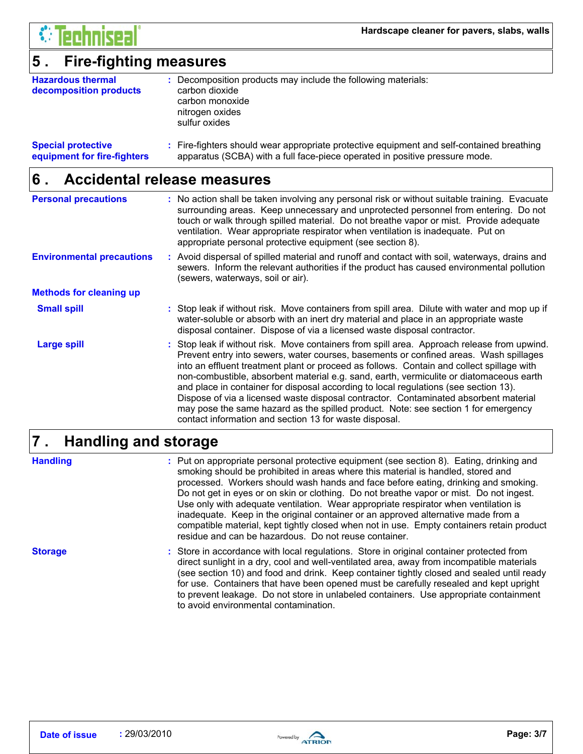## 5 . Fire-fighting measures

**Hazardous thermal decomposition products** : Decomposition products may include the following materials:
carbon dioxide
carbon monoxide
nitrogen oxides
sulfur oxides

**Special protective equipment for fire-fighters** : Fire-fighters should wear appropriate protective equipment and self-contained breathing apparatus (SCBA) with a full face-piece operated in positive pressure mode.

## 6 . Accidental release measures

**Personal precautions** : No action shall be taken involving any personal risk or without suitable training. Evacuate surrounding areas. Keep unnecessary and unprotected personnel from entering. Do not touch or walk through spilled material. Do not breathe vapor or mist. Provide adequate ventilation. Wear appropriate respirator when ventilation is inadequate. Put on appropriate personal protective equipment (see section 8).

**Environmental precautions** : Avoid dispersal of spilled material and runoff and contact with soil, waterways, drains and sewers. Inform the relevant authorities if the product has caused environmental pollution (sewers, waterways, soil or air).

**Methods for cleaning up**

**Small spill** : Stop leak if without risk. Move containers from spill area. Dilute with water and mop up if water-soluble or absorb with an inert dry material and place in an appropriate waste disposal container. Dispose of via a licensed waste disposal contractor.

**Large spill** : Stop leak if without risk. Move containers from spill area. Approach release from upwind. Prevent entry into sewers, water courses, basements or confined areas. Wash spillages into an effluent treatment plant or proceed as follows. Contain and collect spillage with non-combustible, absorbent material e.g. sand, earth, vermiculite or diatomaceous earth and place in container for disposal according to local regulations (see section 13). Dispose of via a licensed waste disposal contractor. Contaminated absorbent material may pose the same hazard as the spilled product. Note: see section 1 for emergency contact information and section 13 for waste disposal.

## 7 . Handling and storage

**Handling** : Put on appropriate personal protective equipment (see section 8). Eating, drinking and smoking should be prohibited in areas where this material is handled, stored and processed. Workers should wash hands and face before eating, drinking and smoking. Do not get in eyes or on skin or clothing. Do not breathe vapor or mist. Do not ingest. Use only with adequate ventilation. Wear appropriate respirator when ventilation is inadequate. Keep in the original container or an approved alternative made from a compatible material, kept tightly closed when not in use. Empty containers retain product residue and can be hazardous. Do not reuse container.

**Storage** : Store in accordance with local regulations. Store in original container protected from direct sunlight in a dry, cool and well-ventilated area, away from incompatible materials (see section 10) and food and drink. Keep container tightly closed and sealed until ready for use. Containers that have been opened must be carefully resealed and kept upright to prevent leakage. Do not store in unlabeled containers. Use appropriate containment to avoid environmental contamination.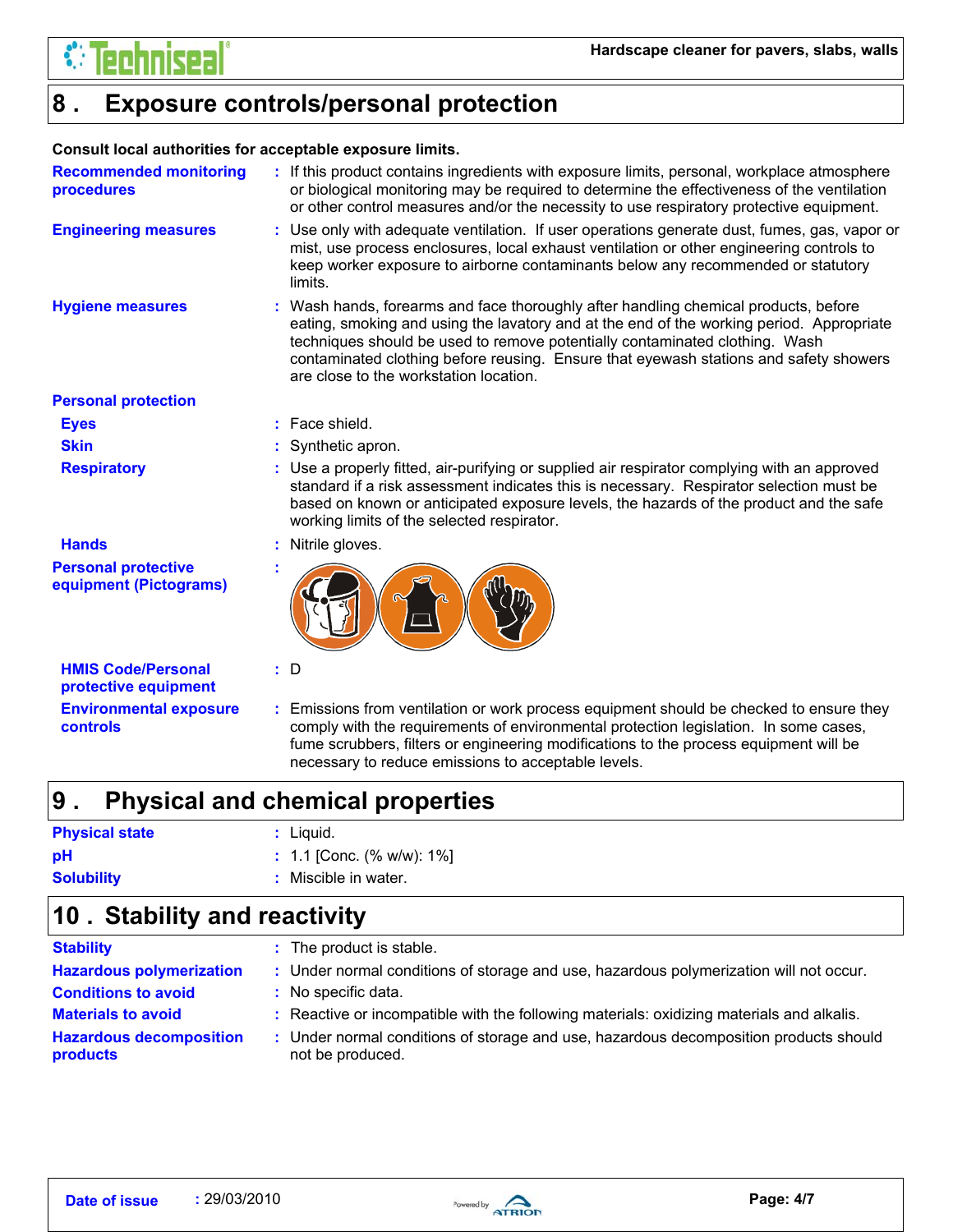## 8 . Exposure controls/personal protection

**Consult local authorities for acceptable exposure limits.**

**Recommended monitoring procedures** : If this product contains ingredients with exposure limits, personal, workplace atmosphere or biological monitoring may be required to determine the effectiveness of the ventilation or other control measures and/or the necessity to use respiratory protective equipment.

**Engineering measures** : Use only with adequate ventilation. If user operations generate dust, fumes, gas, vapor or mist, use process enclosures, local exhaust ventilation or other engineering controls to keep worker exposure to airborne contaminants below any recommended or statutory limits.

**Hygiene measures** : Wash hands, forearms and face thoroughly after handling chemical products, before eating, smoking and using the lavatory and at the end of the working period. Appropriate techniques should be used to remove potentially contaminated clothing. Wash contaminated clothing before reusing. Ensure that eyewash stations and safety showers are close to the workstation location.

**Personal protection**

**Eyes** : Face shield.

**Skin** : Synthetic apron.

**Respiratory** : Use a properly fitted, air-purifying or supplied air respirator complying with an approved standard if a risk assessment indicates this is necessary. Respirator selection must be based on known or anticipated exposure levels, the hazards of the product and the safe working limits of the selected respirator.

**Hands** : Nitrile gloves.

**Personal protective equipment (Pictograms)** :

**HMIS Code/Personal protective equipment** : D

**Environmental exposure controls** : Emissions from ventilation or work process equipment should be checked to ensure they comply with the requirements of environmental protection legislation. In some cases, fume scrubbers, filters or engineering modifications to the process equipment will be necessary to reduce emissions to acceptable levels.

## 9 . Physical and chemical properties

**Physical state** : Liquid.

**pH** : 1.1 [Conc. (% w/w): 1%]

**Solubility** : Miscible in water.

## 10 . Stability and reactivity

**Stability** : The product is stable.

**Hazardous polymerization** : Under normal conditions of storage and use, hazardous polymerization will not occur.

**Conditions to avoid** : No specific data.

**Materials to avoid** : Reactive or incompatible with the following materials: oxidizing materials and alkalis.

**Hazardous decomposition products** : Under normal conditions of storage and use, hazardous decomposition products should not be produced.

**Date of issue** : 29/03/2010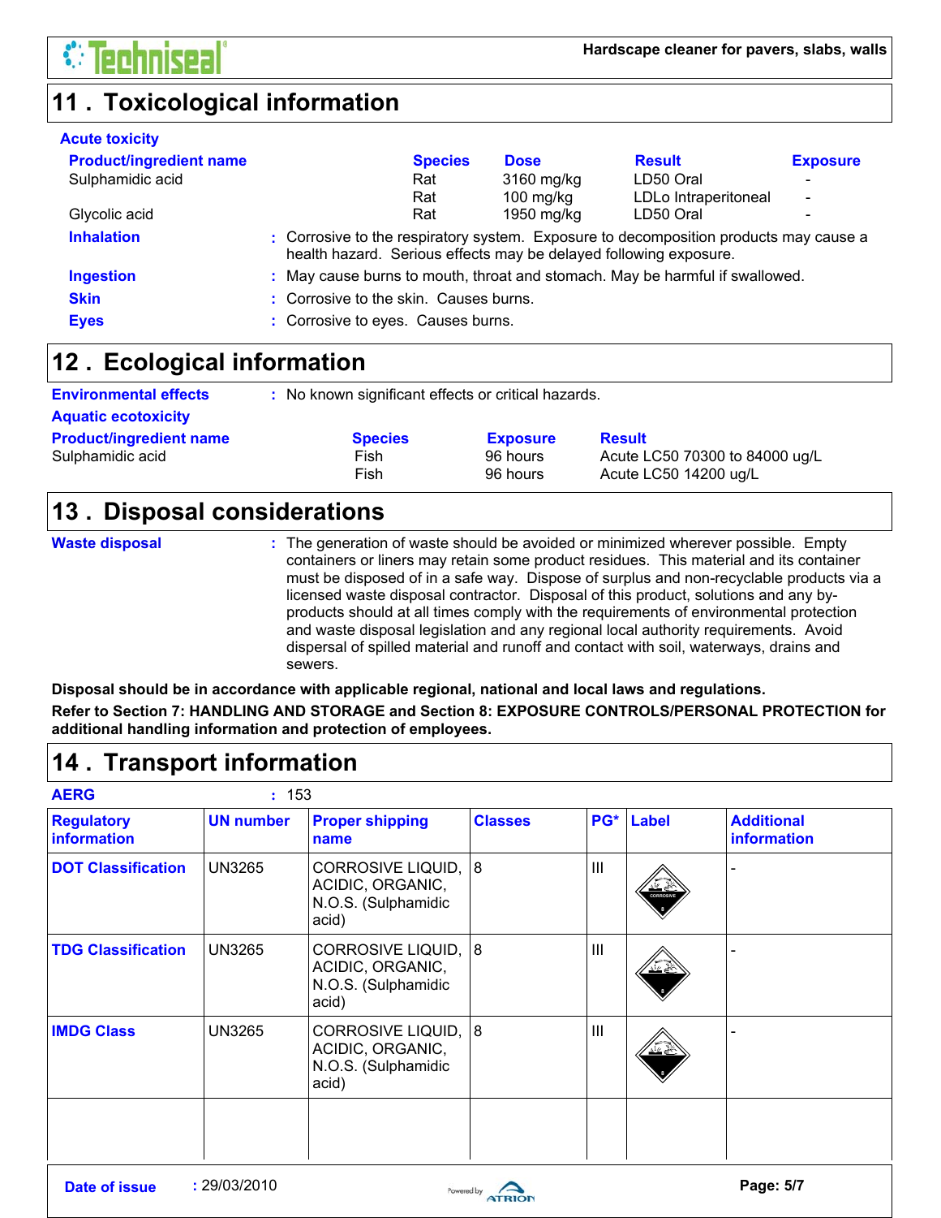## 11 . Toxicological information

**Acute toxicity**

| Product/ingredient name | Species | Dose | Result | Exposure |
|---|---|---|---|---|
| Sulphamidic acid | Rat | 3160 mg/kg | LD50 Oral | - |
| | Rat | 100 mg/kg | LDLo Intraperitoneal | - |
| Glycolic acid | Rat | 1950 mg/kg | LD50 Oral | - |

**Inhalation** : Corrosive to the respiratory system. Exposure to decomposition products may cause a health hazard. Serious effects may be delayed following exposure.

**Ingestion** : May cause burns to mouth, throat and stomach. May be harmful if swallowed.

**Skin** : Corrosive to the skin. Causes burns.

**Eyes** : Corrosive to eyes. Causes burns.

## 12 . Ecological information

**Environmental effects** : No known significant effects or critical hazards.

**Aquatic ecotoxicity**

| Product/ingredient name | Species | Exposure | Result |
|---|---|---|---|
| Sulphamidic acid | Fish | 96 hours | Acute LC50 70300 to 84000 ug/L |
| | Fish | 96 hours | Acute LC50 14200 ug/L |

## 13 . Disposal considerations

**Waste disposal** : The generation of waste should be avoided or minimized wherever possible. Empty containers or liners may retain some product residues. This material and its container must be disposed of in a safe way. Dispose of surplus and non-recyclable products via a licensed waste disposal contractor. Disposal of this product, solutions and any by-products should at all times comply with the requirements of environmental protection and waste disposal legislation and any regional local authority requirements. Avoid dispersal of spilled material and runoff and contact with soil, waterways, drains and sewers.

**Disposal should be in accordance with applicable regional, national and local laws and regulations.**

**Refer to Section 7: HANDLING AND STORAGE and Section 8: EXPOSURE CONTROLS/PERSONAL PROTECTION for additional handling information and protection of employees.**

## 14 . Transport information

**AERG** : 153

| Regulatory information | UN number | Proper shipping name | Classes | PG* | Label | Additional information |
|---|---|---|---|---|---|---|
| DOT Classification | UN3265 | CORROSIVE LIQUID, ACIDIC, ORGANIC, N.O.S. (Sulphamidic acid) | 8 | III | | - |
| TDG Classification | UN3265 | CORROSIVE LIQUID, ACIDIC, ORGANIC, N.O.S. (Sulphamidic acid) | 8 | III | | - |
| IMDG Class | UN3265 | CORROSIVE LIQUID, ACIDIC, ORGANIC, N.O.S. (Sulphamidic acid) | 8 | III | | - |

**Date of issue** : 29/03/2010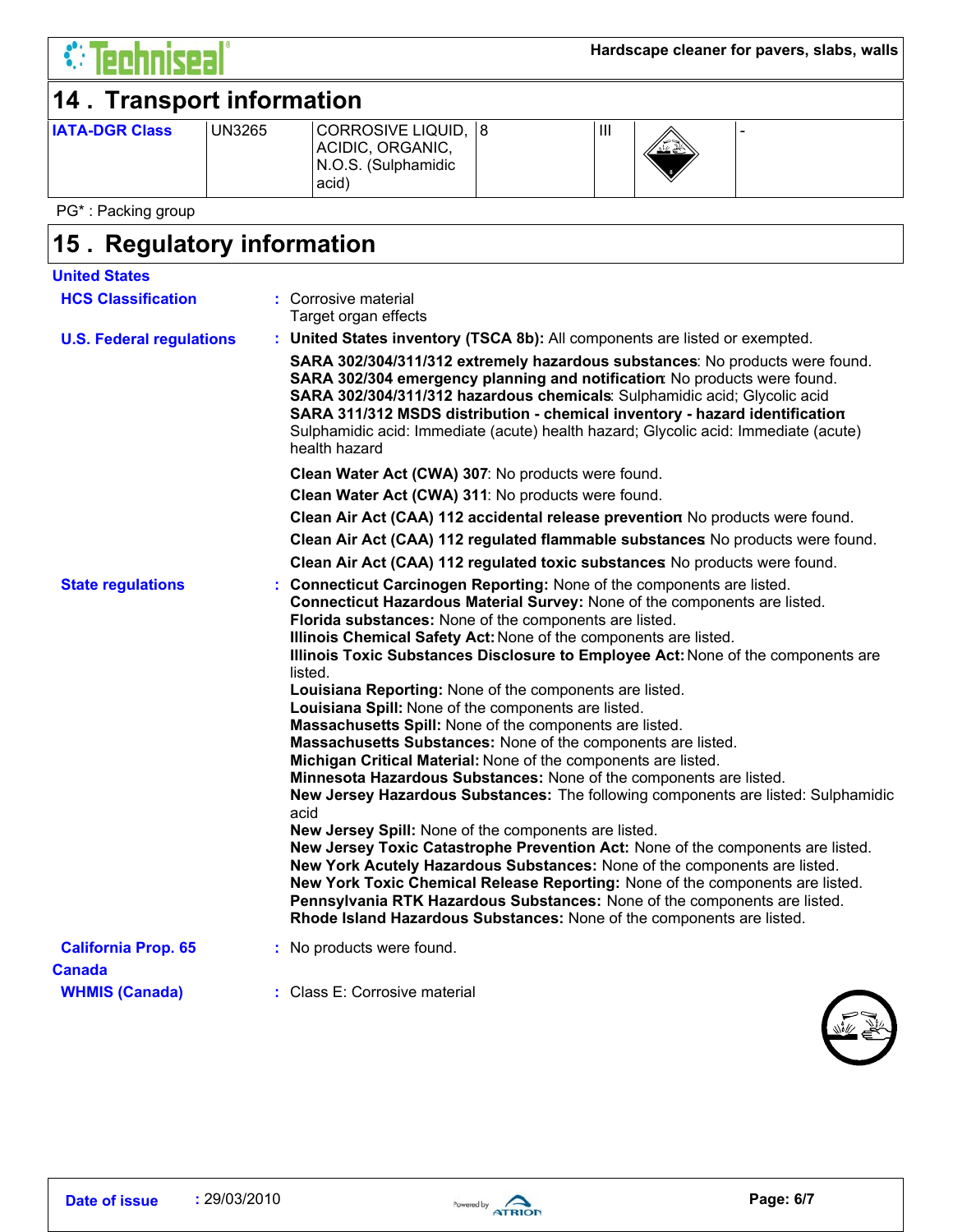## 14 . Transport information

| IATA-DGR Class | UN3265 | CORROSIVE LIQUID, ACIDIC, ORGANIC, N.O.S. (Sulphamidic acid) | 8 | III | | - |
|---|---|---|---|---|---|---|

PG* : Packing group

## 15 . Regulatory information

**United States**

**HCS Classification** : Corrosive material
Target organ effects

**U.S. Federal regulations** : **United States inventory (TSCA 8b):** All components are listed or exempted.

**SARA 302/304/311/312 extremely hazardous substances**: No products were found.
**SARA 302/304 emergency planning and notification**: No products were found.
**SARA 302/304/311/312 hazardous chemicals**: Sulphamidic acid; Glycolic acid
**SARA 311/312 MSDS distribution - chemical inventory - hazard identification**:
Sulphamidic acid: Immediate (acute) health hazard; Glycolic acid: Immediate (acute) health hazard

**Clean Water Act (CWA) 307**: No products were found.

**Clean Water Act (CWA) 311**: No products were found.

**Clean Air Act (CAA) 112 accidental release prevention**: No products were found.

**Clean Air Act (CAA) 112 regulated flammable substances**: No products were found.

**Clean Air Act (CAA) 112 regulated toxic substances**: No products were found.

**State regulations** : **Connecticut Carcinogen Reporting:** None of the components are listed.
**Connecticut Hazardous Material Survey:** None of the components are listed.
**Florida substances:** None of the components are listed.
**Illinois Chemical Safety Act:** None of the components are listed.
**Illinois Toxic Substances Disclosure to Employee Act:** None of the components are listed.
**Louisiana Reporting:** None of the components are listed.
**Louisiana Spill:** None of the components are listed.
**Massachusetts Spill:** None of the components are listed.
**Massachusetts Substances:** None of the components are listed.
**Michigan Critical Material:** None of the components are listed.
**Minnesota Hazardous Substances:** None of the components are listed.
**New Jersey Hazardous Substances:** The following components are listed: Sulphamidic acid
**New Jersey Spill:** None of the components are listed.
**New Jersey Toxic Catastrophe Prevention Act:** None of the components are listed.
**New York Acutely Hazardous Substances:** None of the components are listed.
**New York Toxic Chemical Release Reporting:** None of the components are listed.
**Pennsylvania RTK Hazardous Substances:** None of the components are listed.
**Rhode Island Hazardous Substances:** None of the components are listed.

**California Prop. 65** : No products were found.

**Canada**

**WHMIS (Canada)** : Class E: Corrosive material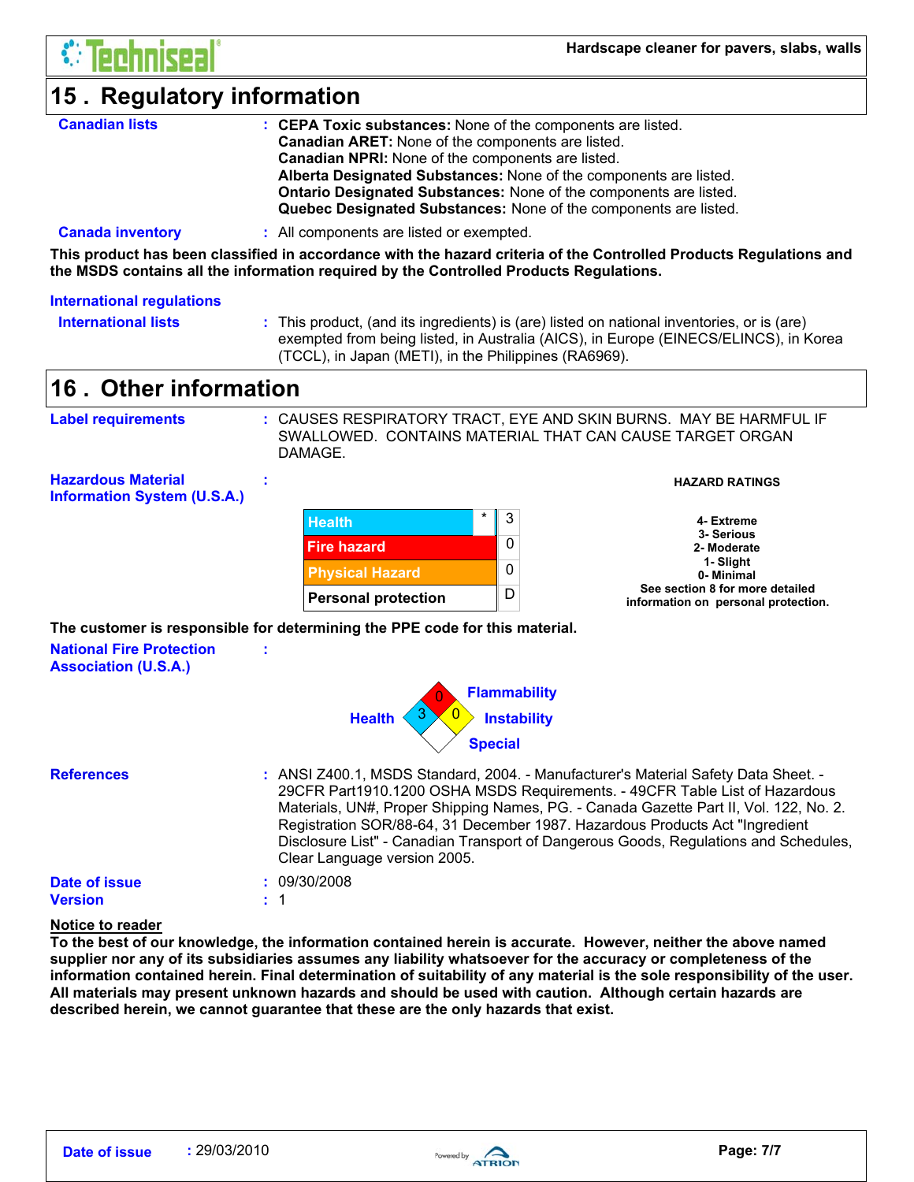## 15 . Regulatory information

**Canadian lists** : **CEPA Toxic substances:** None of the components are listed.
**Canadian ARET:** None of the components are listed.
**Canadian NPRI:** None of the components are listed.
**Alberta Designated Substances:** None of the components are listed.
**Ontario Designated Substances:** None of the components are listed.
**Quebec Designated Substances:** None of the components are listed.

**Canada inventory** : All components are listed or exempted.

**This product has been classified in accordance with the hazard criteria of the Controlled Products Regulations and the MSDS contains all the information required by the Controlled Products Regulations.**

**International regulations**

**International lists** : This product, (and its ingredients) is (are) listed on national inventories, or is (are) exempted from being listed, in Australia (AICS), in Europe (EINECS/ELINCS), in Korea (TCCL), in Japan (METI), in the Philippines (RA6969).

## 16 . Other information

**Label requirements** : CAUSES RESPIRATORY TRACT, EYE AND SKIN BURNS. MAY BE HARMFUL IF SWALLOWED. CONTAINS MATERIAL THAT CAN CAUSE TARGET ORGAN DAMAGE.

**Hazardous Material Information System (U.S.A.)** :

| | | |
|---|---|---|
| Health | * | 3 |
| Fire hazard | | 0 |
| Physical Hazard | | 0 |
| Personal protection | | D |

**HAZARD RATINGS**

4- Extreme
3- Serious
2- Moderate
1- Slight
0- Minimal
See section 8 for more detailed information on personal protection.

**The customer is responsible for determining the PPE code for this material.**

**National Fire Protection Association (U.S.A.)** :

Health: 3
Flammability: 0
Instability: 0
Special:

**References** : ANSI Z400.1, MSDS Standard, 2004. - Manufacturer's Material Safety Data Sheet. - 29CFR Part1910.1200 OSHA MSDS Requirements. - 49CFR Table List of Hazardous Materials, UN#, Proper Shipping Names, PG. - Canada Gazette Part II, Vol. 122, No. 2. Registration SOR/88-64, 31 December 1987. Hazardous Products Act "Ingredient Disclosure List" - Canadian Transport of Dangerous Goods, Regulations and Schedules, Clear Language version 2005.

**Date of issue** : 09/30/2008

**Version** : 1

**Notice to reader**

**To the best of our knowledge, the information contained herein is accurate. However, neither the above named supplier nor any of its subsidiaries assumes any liability whatsoever for the accuracy or completeness of the information contained herein. Final determination of suitability of any material is the sole responsibility of the user. All materials may present unknown hazards and should be used with caution. Although certain hazards are described herein, we cannot guarantee that these are the only hazards that exist.**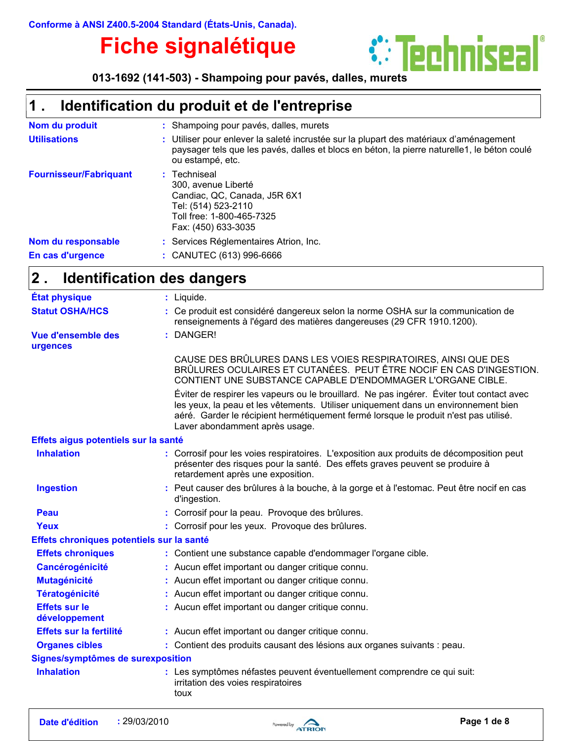Conforme à ANSI Z400.5-2004 Standard (États-Unis, Canada).

# Fiche signalétique

**013-1692 (141-503) - Shampoing pour pavés, dalles, murets**

## 1 . Identification du produit et de l'entreprise

| | | |
|---|---|---|
| **Nom du produit** | : | Shampoing pour pavés, dalles, murets |
| **Utilisations** | : | Utiliser pour enlever la saleté incrustée sur la plupart des matériaux d'aménagement paysager tels que les pavés, dalles et blocs en béton, la pierre naturelle1, le béton coulé ou estampé, etc. |
| **Fournisseur/Fabriquant** | : | Techniseal<br>300, avenue Liberté<br>Candiac, QC, Canada, J5R 6X1<br>Tel: (514) 523-2110<br>Toll free: 1-800-465-7325<br>Fax: (450) 633-3035 |
| **Nom du responsable** | : | Services Réglementaires Atrion, Inc. |
| **En cas d'urgence** | : | CANUTEC (613) 996-6666 |

## 2 . Identification des dangers

| | | |
|---|---|---|
| **État physique** | : | Liquide. |
| **Statut OSHA/HCS** | : | Ce produit est considéré dangereux selon la norme OSHA sur la communication de renseignements à l'égard des matières dangereuses (29 CFR 1910.1200). |
| **Vue d'ensemble des urgences** | : | DANGER! |

CAUSE DES BRÛLURES DANS LES VOIES RESPIRATOIRES, AINSI QUE DES BRÛLURES OCULAIRES ET CUTANÉES. PEUT ÊTRE NOCIF EN CAS D'INGESTION. CONTIENT UNE SUBSTANCE CAPABLE D'ENDOMMAGER L'ORGANE CIBLE.

Éviter de respirer les vapeurs ou le brouillard. Ne pas ingérer. Éviter tout contact avec les yeux, la peau et les vêtements. Utiliser uniquement dans un environnement bien aéré. Garder le récipient hermétiquement fermé lorsque le produit n'est pas utilisé. Laver abondamment après usage.

### Effets aigus potentiels sur la santé

| | | |
|---|---|---|
| **Inhalation** | : | Corrosif pour les voies respiratoires. L'exposition aux produits de décomposition peut présenter des risques pour la santé. Des effets graves peuvent se produire à retardement après une exposition. |
| **Ingestion** | : | Peut causer des brûlures à la bouche, à la gorge et à l'estomac. Peut être nocif en cas d'ingestion. |
| **Peau** | : | Corrosif pour la peau. Provoque des brûlures. |
| **Yeux** | : | Corrosif pour les yeux. Provoque des brûlures. |

### Effets chroniques potentiels sur la santé

| | | |
|---|---|---|
| **Effets chroniques** | : | Contient une substance capable d'endommager l'organe cible. |
| **Cancérogénicité** | : | Aucun effet important ou danger critique connu. |
| **Mutagénicité** | : | Aucun effet important ou danger critique connu. |
| **Tératogénicité** | : | Aucun effet important ou danger critique connu. |
| **Effets sur le développement** | : | Aucun effet important ou danger critique connu. |
| **Effets sur la fertilité** | : | Aucun effet important ou danger critique connu. |
| **Organes cibles** | : | Contient des produits causant des lésions aux organes suivants : peau. |

### Signes/symptômes de surexposition

| | | |
|---|---|---|
| **Inhalation** | : | Les symptômes néfastes peuvent éventuellement comprendre ce qui suit:<br>irritation des voies respiratoires<br>toux |

**Date d'édition** : 29/03/2010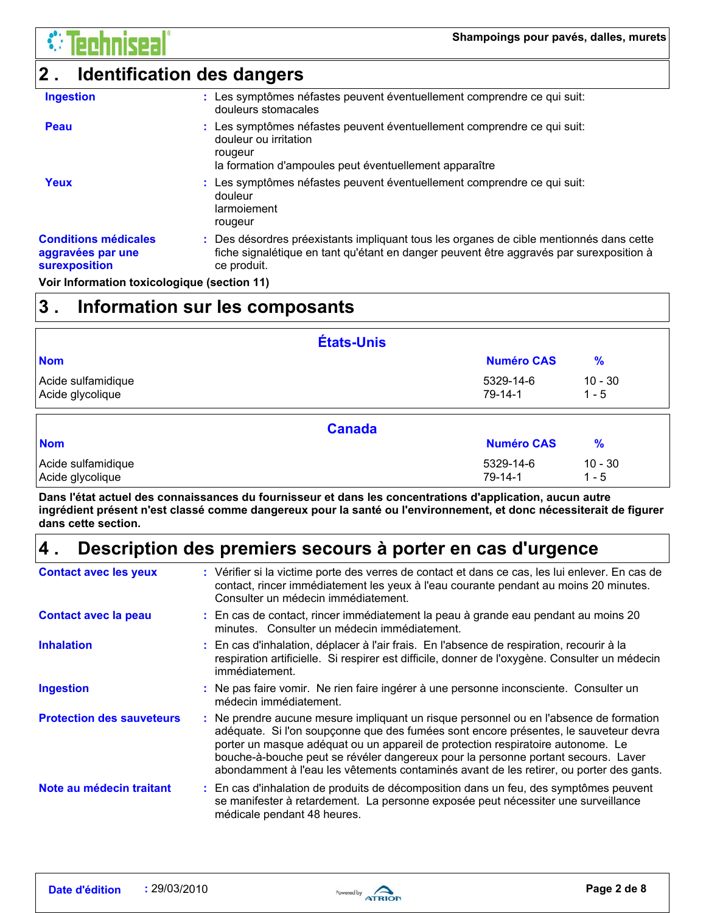## 2 . Identification des dangers

**Ingestion** : Les symptômes néfastes peuvent éventuellement comprendre ce qui suit:
douleurs stomacales

**Peau** : Les symptômes néfastes peuvent éventuellement comprendre ce qui suit:
douleur ou irritation
rougeur
la formation d'ampoules peut éventuellement apparaître

**Yeux** : Les symptômes néfastes peuvent éventuellement comprendre ce qui suit:
douleur
larmoiement
rougeur

**Conditions médicales aggravées par une surexposition** : Des désordres préexistants impliquant tous les organes de cible mentionnés dans cette fiche signalétique en tant qu'étant en danger peuvent être aggravés par surexposition à ce produit.

**Voir Information toxicologique (section 11)**

## 3 . Information sur les composants

**États-Unis**

| Nom | Numéro CAS | % |
|---|---|---|
| Acide sulfamidique | 5329-14-6 | 10 - 30 |
| Acide glycolique | 79-14-1 | 1 - 5 |

**Canada**

| Nom | Numéro CAS | % |
|---|---|---|
| Acide sulfamidique | 5329-14-6 | 10 - 30 |
| Acide glycolique | 79-14-1 | 1 - 5 |

**Dans l'état actuel des connaissances du fournisseur et dans les concentrations d'application, aucun autre ingrédient présent n'est classé comme dangereux pour la santé ou l'environnement, et donc nécessiterait de figurer dans cette section.**

## 4 . Description des premiers secours à porter en cas d'urgence

**Contact avec les yeux** : Vérifier si la victime porte des verres de contact et dans ce cas, les lui enlever. En cas de contact, rincer immédiatement les yeux à l'eau courante pendant au moins 20 minutes. Consulter un médecin immédiatement.

**Contact avec la peau** : En cas de contact, rincer immédiatement la peau à grande eau pendant au moins 20 minutes. Consulter un médecin immédiatement.

**Inhalation** : En cas d'inhalation, déplacer à l'air frais. En l'absence de respiration, recourir à la respiration artificielle. Si respirer est difficile, donner de l'oxygène. Consulter un médecin immédiatement.

**Ingestion** : Ne pas faire vomir. Ne rien faire ingérer à une personne inconsciente. Consulter un médecin immédiatement.

**Protection des sauveteurs** : Ne prendre aucune mesure impliquant un risque personnel ou en l'absence de formation adéquate. Si l'on soupçonne que des fumées sont encore présentes, le sauveteur devra porter un masque adéquat ou un appareil de protection respiratoire autonome. Le bouche-à-bouche peut se révéler dangereux pour la personne portant secours. Laver abondamment à l'eau les vêtements contaminés avant de les retirer, ou porter des gants.

**Note au médecin traitant** : En cas d'inhalation de produits de décomposition dans un feu, des symptômes peuvent se manifester à retardement. La personne exposée peut nécessiter une surveillance médicale pendant 48 heures.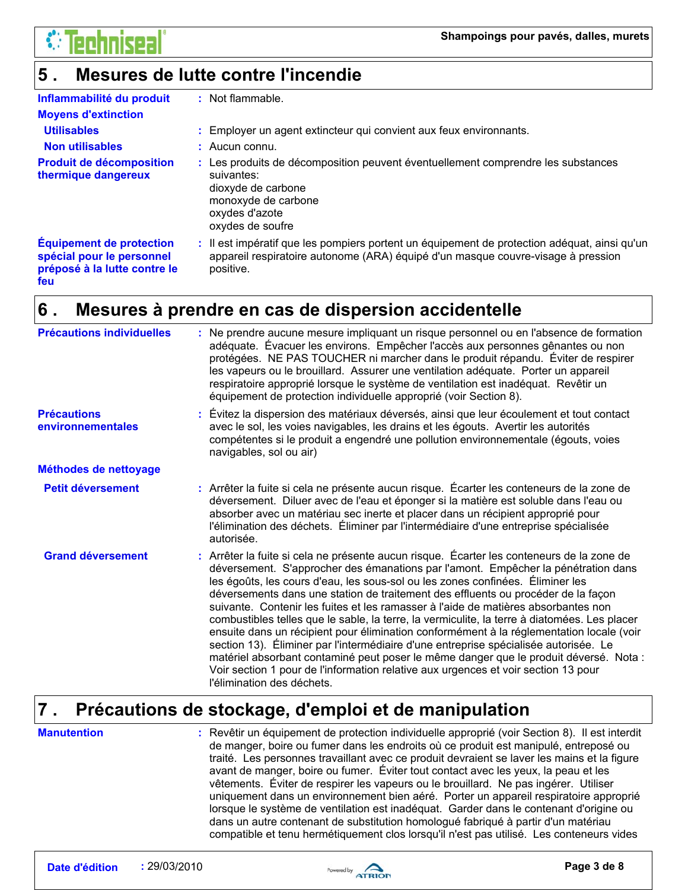## 5 . Mesures de lutte contre l'incendie

**Inflammabilité du produit** : Not flammable.

**Moyens d'extinction**

**Utilisables** : Employer un agent extincteur qui convient aux feux environnants.

**Non utilisables** : Aucun connu.

**Produit de décomposition thermique dangereux** : Les produits de décomposition peuvent éventuellement comprendre les substances suivantes:
dioxyde de carbone
monoxyde de carbone
oxydes d'azote
oxydes de soufre

**Équipement de protection spécial pour le personnel préposé à la lutte contre le feu** : Il est impératif que les pompiers portent un équipement de protection adéquat, ainsi qu'un appareil respiratoire autonome (ARA) équipé d'un masque couvre-visage à pression positive.

## 6 . Mesures à prendre en cas de dispersion accidentelle

**Précautions individuelles** : Ne prendre aucune mesure impliquant un risque personnel ou en l'absence de formation adéquate. Évacuer les environs. Empêcher l'accès aux personnes gênantes ou non protégées. NE PAS TOUCHER ni marcher dans le produit répandu. Éviter de respirer les vapeurs ou le brouillard. Assurer une ventilation adéquate. Porter un appareil respiratoire approprié lorsque le système de ventilation est inadéquat. Revêtir un équipement de protection individuelle approprié (voir Section 8).

**Précautions environnementales** : Évitez la dispersion des matériaux déversés, ainsi que leur écoulement et tout contact avec le sol, les voies navigables, les drains et les égouts. Avertir les autorités compétentes si le produit a engendré une pollution environnementale (égouts, voies navigables, sol ou air)

**Méthodes de nettoyage**

**Petit déversement** : Arrêter la fuite si cela ne présente aucun risque. Écarter les conteneurs de la zone de déversement. Diluer avec de l'eau et éponger si la matière est soluble dans l'eau ou absorber avec un matériau sec inerte et placer dans un récipient approprié pour l'élimination des déchets. Éliminer par l'intermédiaire d'une entreprise spécialisée autorisée.

**Grand déversement** : Arrêter la fuite si cela ne présente aucun risque. Écarter les conteneurs de la zone de déversement. S'approcher des émanations par l'amont. Empêcher la pénétration dans les égoûts, les cours d'eau, les sous-sol ou les zones confinées. Éliminer les déversements dans une station de traitement des effluents ou procéder de la façon suivante. Contenir les fuites et les ramasser à l'aide de matières absorbantes non combustibles telles que le sable, la terre, la vermiculite, la terre à diatomées. Les placer ensuite dans un récipient pour élimination conformément à la réglementation locale (voir section 13). Éliminer par l'intermédiaire d'une entreprise spécialisée autorisée. Le matériel absorbant contaminé peut poser le même danger que le produit déversé. Nota : Voir section 1 pour de l'information relative aux urgences et voir section 13 pour l'élimination des déchets.

## 7 . Précautions de stockage, d'emploi et de manipulation

**Manutention** : Revêtir un équipement de protection individuelle approprié (voir Section 8). Il est interdit de manger, boire ou fumer dans les endroits où ce produit est manipulé, entreposé ou traité. Les personnes travaillant avec ce produit devraient se laver les mains et la figure avant de manger, boire ou fumer. Éviter tout contact avec les yeux, la peau et les vêtements. Éviter de respirer les vapeurs ou le brouillard. Ne pas ingérer. Utiliser uniquement dans un environnement bien aéré. Porter un appareil respiratoire approprié lorsque le système de ventilation est inadéquat. Garder dans le contenant d'origine ou dans un autre contenant de substitution homologué fabriqué à partir d'un matériau compatible et tenu hermétiquement clos lorsqu'il n'est pas utilisé. Les conteneurs vides

**Date d'édition** : 29/03/2010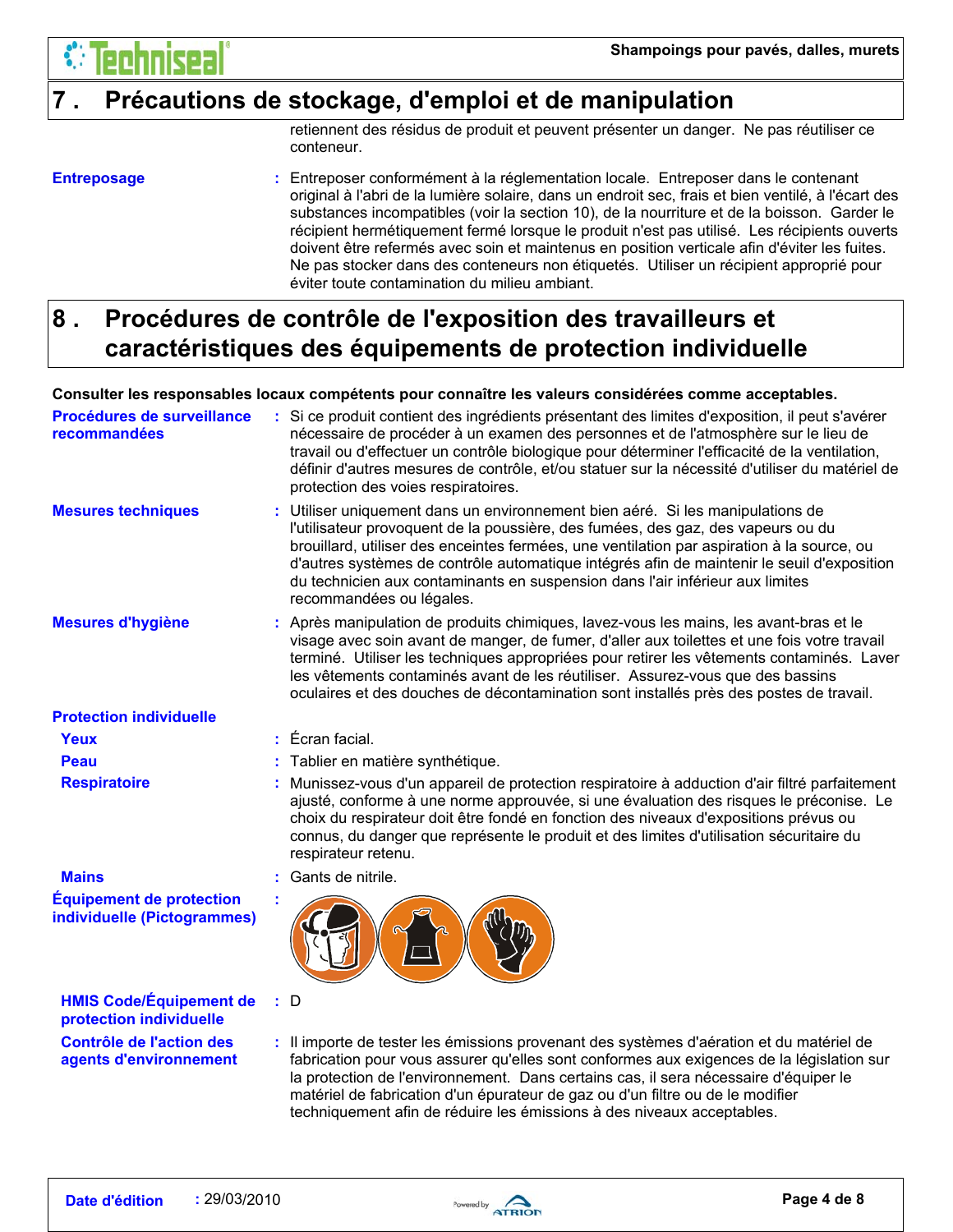## 7 . Précautions de stockage, d'emploi et de manipulation

retiennent des résidus de produit et peuvent présenter un danger. Ne pas réutiliser ce conteneur.

**Entreposage** : Entreposer conformément à la réglementation locale. Entreposer dans le contenant original à l'abri de la lumière solaire, dans un endroit sec, frais et bien ventilé, à l'écart des substances incompatibles (voir la section 10), de la nourriture et de la boisson. Garder le récipient hermétiquement fermé lorsque le produit n'est pas utilisé. Les récipients ouverts doivent être refermés avec soin et maintenus en position verticale afin d'éviter les fuites. Ne pas stocker dans des conteneurs non étiquetés. Utiliser un récipient approprié pour éviter toute contamination du milieu ambiant.

## 8 . Procédures de contrôle de l'exposition des travailleurs et caractéristiques des équipements de protection individuelle

**Consulter les responsables locaux compétents pour connaître les valeurs considérées comme acceptables.**

**Procédures de surveillance recommandées** : Si ce produit contient des ingrédients présentant des limites d'exposition, il peut s'avérer nécessaire de procéder à un examen des personnes et de l'atmosphère sur le lieu de travail ou d'effectuer un contrôle biologique pour déterminer l'efficacité de la ventilation, définir d'autres mesures de contrôle, et/ou statuer sur la nécessité d'utiliser du matériel de protection des voies respiratoires.

**Mesures techniques** : Utiliser uniquement dans un environnement bien aéré. Si les manipulations de l'utilisateur provoquent de la poussière, des fumées, des gaz, des vapeurs ou du brouillard, utiliser des enceintes fermées, une ventilation par aspiration à la source, ou d'autres systèmes de contrôle automatique intégrés afin de maintenir le seuil d'exposition du technicien aux contaminants en suspension dans l'air inférieur aux limites recommandées ou légales.

**Mesures d'hygiène** : Après manipulation de produits chimiques, lavez-vous les mains, les avant-bras et le visage avec soin avant de manger, de fumer, d'aller aux toilettes et une fois votre travail terminé. Utiliser les techniques appropriées pour retirer les vêtements contaminés. Laver les vêtements contaminés avant de les réutiliser. Assurez-vous que des bassins oculaires et des douches de décontamination sont installés près des postes de travail.

**Protection individuelle**

**Yeux** : Écran facial.

**Peau** : Tablier en matière synthétique.

**Respiratoire** : Munissez-vous d'un appareil de protection respiratoire à adduction d'air filtré parfaitement ajusté, conforme à une norme approuvée, si une évaluation des risques le préconise. Le choix du respirateur doit être fondé en fonction des niveaux d'expositions prévus ou connus, du danger que représente le produit et des limites d'utilisation sécuritaire du respirateur retenu.

**Mains** : Gants de nitrile.

**Équipement de protection individuelle (Pictogrammes)** :

**HMIS Code/Équipement de protection individuelle** : D

**Contrôle de l'action des agents d'environnement** : Il importe de tester les émissions provenant des systèmes d'aération et du matériel de fabrication pour vous assurer qu'elles sont conformes aux exigences de la législation sur la protection de l'environnement. Dans certains cas, il sera nécessaire d'équiper le matériel de fabrication d'un épurateur de gaz ou d'un filtre ou de le modifier techniquement afin de réduire les émissions à des niveaux acceptables.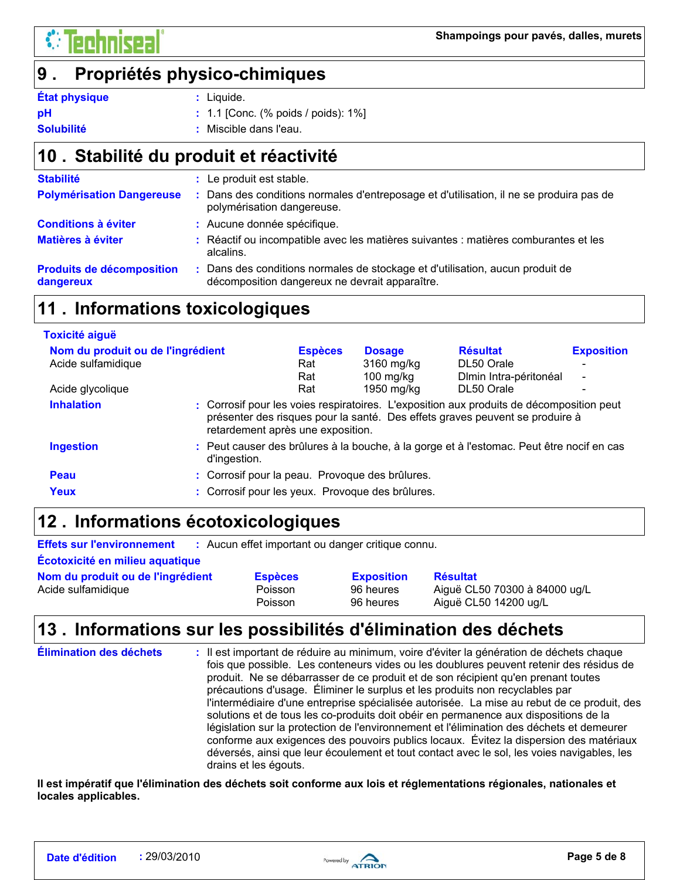## 9 . Propriétés physico-chimiques

**État physique** : Liquide.

**pH** : 1.1 [Conc. (% poids / poids): 1%]

**Solubilité** : Miscible dans l'eau.

## 10 . Stabilité du produit et réactivité

**Stabilité** : Le produit est stable.

**Polymérisation Dangereuse** : Dans des conditions normales d'entreposage et d'utilisation, il ne se produira pas de polymérisation dangereuse.

**Conditions à éviter** : Aucune donnée spécifique.

**Matières à éviter** : Réactif ou incompatible avec les matières suivantes : matières comburantes et les alcalins.

**Produits de décomposition dangereux** : Dans des conditions normales de stockage et d'utilisation, aucun produit de décomposition dangereux ne devrait apparaître.

## 11 . Informations toxicologiques

**Toxicité aiguë**

| Nom du produit ou de l'ingrédient | Espèces | Dosage | Résultat | Exposition |
|---|---|---|---|---|
| Acide sulfamidique | Rat | 3160 mg/kg | DL50 Orale | - |
| | Rat | 100 mg/kg | Dlmin Intra-péritonéal | - |
| Acide glycolique | Rat | 1950 mg/kg | DL50 Orale | - |

**Inhalation** : Corrosif pour les voies respiratoires. L'exposition aux produits de décomposition peut présenter des risques pour la santé. Des effets graves peuvent se produire à retardement après une exposition.

**Ingestion** : Peut causer des brûlures à la bouche, à la gorge et à l'estomac. Peut être nocif en cas d'ingestion.

**Peau** : Corrosif pour la peau. Provoque des brûlures.

**Yeux** : Corrosif pour les yeux. Provoque des brûlures.

## 12 . Informations écotoxicologiques

**Effets sur l'environnement** : Aucun effet important ou danger critique connu.

**Écotoxicité en milieu aquatique**

| Nom du produit ou de l'ingrédient | Espèces | Exposition | Résultat |
|---|---|---|---|
| Acide sulfamidique | Poisson | 96 heures | Aiguë CL50 70300 à 84000 ug/L |
| | Poisson | 96 heures | Aiguë CL50 14200 ug/L |

## 13 . Informations sur les possibilités d'élimination des déchets

**Élimination des déchets** : Il est important de réduire au minimum, voire d'éviter la génération de déchets chaque fois que possible. Les conteneurs vides ou les doublures peuvent retenir des résidus de produit. Ne se débarrasser de ce produit et de son récipient qu'en prenant toutes précautions d'usage. Éliminer le surplus et les produits non recyclables par l'intermédiaire d'une entreprise spécialisée autorisée. La mise au rebut de ce produit, des solutions et de tous les co-produits doit obéir en permanence aux dispositions de la législation sur la protection de l'environnement et l'élimination des déchets et demeurer conforme aux exigences des pouvoirs publics locaux. Évitez la dispersion des matériaux déversés, ainsi que leur écoulement et tout contact avec le sol, les voies navigables, les drains et les égouts.

**Il est impératif que l'élimination des déchets soit conforme aux lois et réglementations régionales, nationales et locales applicables.**

**Date d'édition** : 29/03/2010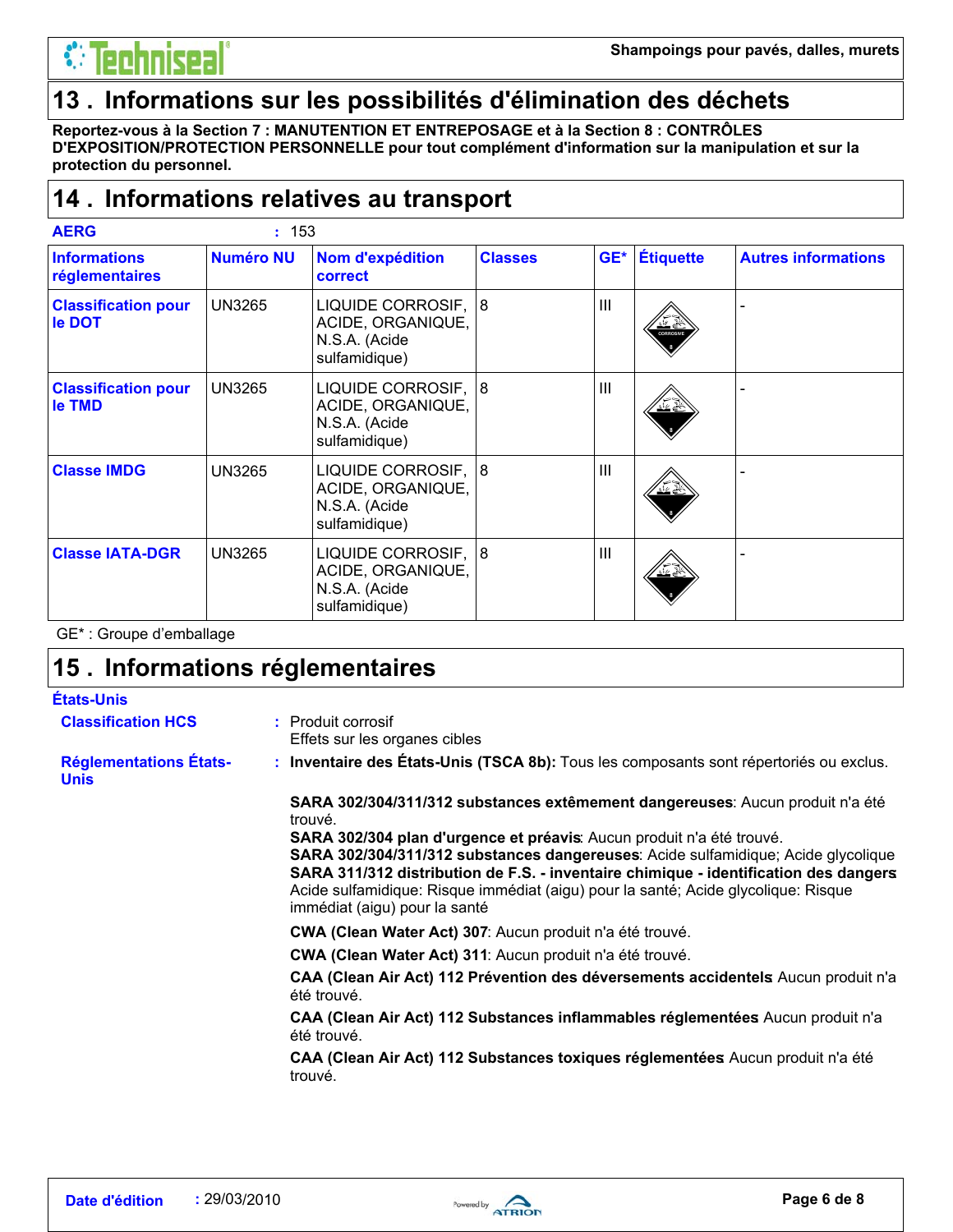## 13 . Informations sur les possibilités d'élimination des déchets

**Reportez-vous à la Section 7 : MANUTENTION ET ENTREPOSAGE et à la Section 8 : CONTRÔLES D'EXPOSITION/PROTECTION PERSONNELLE pour tout complément d'information sur la manipulation et sur la protection du personnel.**

## 14 . Informations relatives au transport

**AERG** : 153

| Informations réglementaires | Numéro NU | Nom d'expédition correct | Classes | GE* | Étiquette | Autres informations |
|---|---|---|---|---|---|---|
| Classification pour le DOT | UN3265 | LIQUIDE CORROSIF, ACIDE, ORGANIQUE, N.S.A. (Acide sulfamidique) | 8 | III | | - |
| Classification pour le TMD | UN3265 | LIQUIDE CORROSIF, ACIDE, ORGANIQUE, N.S.A. (Acide sulfamidique) | 8 | III | | - |
| Classe IMDG | UN3265 | LIQUIDE CORROSIF, ACIDE, ORGANIQUE, N.S.A. (Acide sulfamidique) | 8 | III | | - |
| Classe IATA-DGR | UN3265 | LIQUIDE CORROSIF, ACIDE, ORGANIQUE, N.S.A. (Acide sulfamidique) | 8 | III | | - |

GE* : Groupe d'emballage

## 15 . Informations réglementaires

**États-Unis**

**Classification HCS** : Produit corrosif
Effets sur les organes cibles

**Réglementations États-Unis** : **Inventaire des États-Unis (TSCA 8b):** Tous les composants sont répertoriés ou exclus.

**SARA 302/304/311/312 substances extêmement dangereuses**: Aucun produit n'a été trouvé.
**SARA 302/304 plan d'urgence et préavis**: Aucun produit n'a été trouvé.
**SARA 302/304/311/312 substances dangereuses**: Acide sulfamidique; Acide glycolique
**SARA 311/312 distribution de F.S. - inventaire chimique - identification des dangers**: Acide sulfamidique: Risque immédiat (aigu) pour la santé; Acide glycolique: Risque immédiat (aigu) pour la santé

**CWA (Clean Water Act) 307**: Aucun produit n'a été trouvé.

**CWA (Clean Water Act) 311**: Aucun produit n'a été trouvé.

**CAA (Clean Air Act) 112 Prévention des déversements accidentels**: Aucun produit n'a été trouvé.

**CAA (Clean Air Act) 112 Substances inflammables réglementées**: Aucun produit n'a été trouvé.

**CAA (Clean Air Act) 112 Substances toxiques réglementées**: Aucun produit n'a été trouvé.

**Date d'édition** : 29/03/2010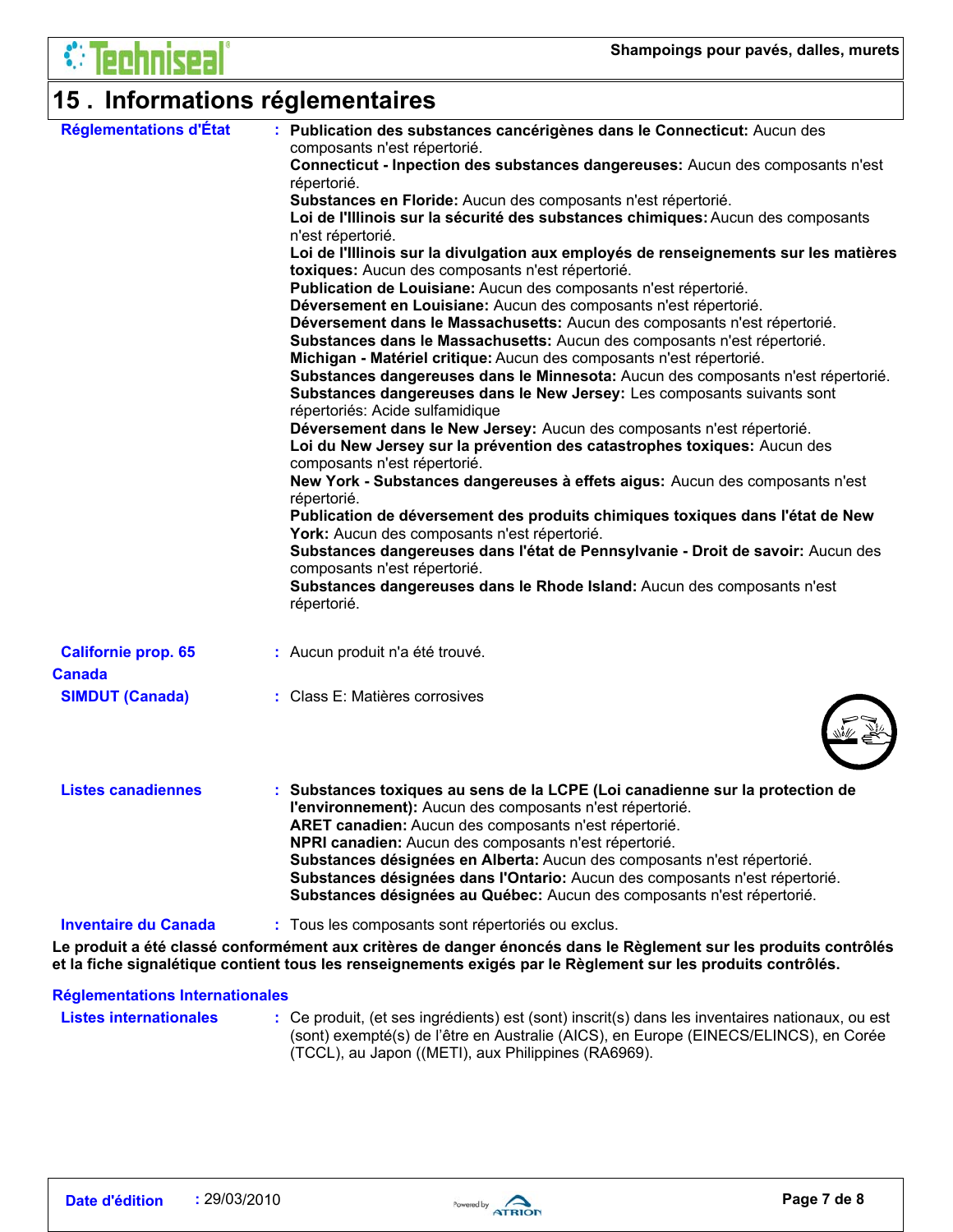# 15 . Informations réglementaires

**Réglementations d'État** : **Publication des substances cancérigènes dans le Connecticut:** Aucun des composants n'est répertorié.
**Connecticut - Inpection des substances dangereuses:** Aucun des composants n'est répertorié.
**Substances en Floride:** Aucun des composants n'est répertorié.
**Loi de l'Illinois sur la sécurité des substances chimiques:** Aucun des composants n'est répertorié.
**Loi de l'Illinois sur la divulgation aux employés de renseignements sur les matières toxiques:** Aucun des composants n'est répertorié.
**Publication de Louisiane:** Aucun des composants n'est répertorié.
**Déversement en Louisiane:** Aucun des composants n'est répertorié.
**Déversement dans le Massachusetts:** Aucun des composants n'est répertorié.
**Substances dans le Massachusetts:** Aucun des composants n'est répertorié.
**Michigan - Matériel critique:** Aucun des composants n'est répertorié.
**Substances dangereuses dans le Minnesota:** Aucun des composants n'est répertorié.
**Substances dangereuses dans le New Jersey:** Les composants suivants sont répertoriés: Acide sulfamidique
**Déversement dans le New Jersey:** Aucun des composants n'est répertorié.
**Loi du New Jersey sur la prévention des catastrophes toxiques:** Aucun des composants n'est répertorié.
**New York - Substances dangereuses à effets aigus:** Aucun des composants n'est répertorié.
**Publication de déversement des produits chimiques toxiques dans l'état de New York:** Aucun des composants n'est répertorié.
**Substances dangereuses dans l'état de Pennsylvanie - Droit de savoir:** Aucun des composants n'est répertorié.
**Substances dangereuses dans le Rhode Island:** Aucun des composants n'est répertorié.

**Californie prop. 65** : Aucun produit n'a été trouvé.

**Canada**

**SIMDUT (Canada)** : Class E: Matières corrosives

**Listes canadiennes** : **Substances toxiques au sens de la LCPE (Loi canadienne sur la protection de l'environnement):** Aucun des composants n'est répertorié.
**ARET canadien:** Aucun des composants n'est répertorié.
**NPRI canadien:** Aucun des composants n'est répertorié.
**Substances désignées en Alberta:** Aucun des composants n'est répertorié.
**Substances désignées dans l'Ontario:** Aucun des composants n'est répertorié.
**Substances désignées au Québec:** Aucun des composants n'est répertorié.

**Inventaire du Canada** : Tous les composants sont répertoriés ou exclus.

**Le produit a été classé conformément aux critères de danger énoncés dans le Règlement sur les produits contrôlés et la fiche signalétique contient tous les renseignements exigés par le Règlement sur les produits contrôlés.**

**Réglementations Internationales**

**Listes internationales** : Ce produit, (et ses ingrédients) est (sont) inscrit(s) dans les inventaires nationaux, ou est (sont) exempté(s) de l'être en Australie (AICS), en Europe (EINECS/ELINCS), en Corée (TCCL), au Japon ((METI), aux Philippines (RA6969).

**Date d'édition** : 29/03/2010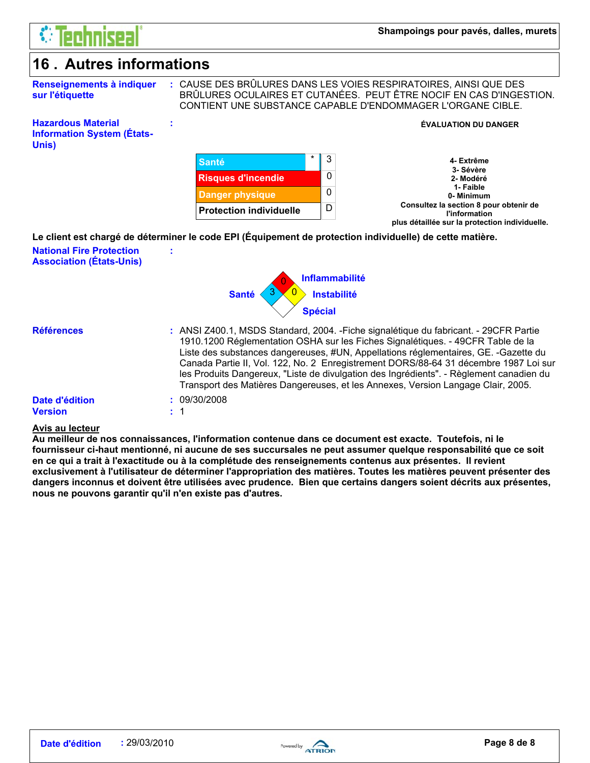## 16 . Autres informations

**Renseignements à indiquer sur l'étiquette** : CAUSE DES BRÛLURES DANS LES VOIES RESPIRATOIRES, AINSI QUE DES BRÛLURES OCULAIRES ET CUTANÉES. PEUT ÊTRE NOCIF EN CAS D'INGESTION. CONTIENT UNE SUBSTANCE CAPABLE D'ENDOMMAGER L'ORGANE CIBLE.

**Hazardous Material Information System (États-Unis)** :

| | | |
|---|---|---|
| Santé | * | 3 |
| Risques d'incendie | | 0 |
| Danger physique | | 0 |
| Protection individuelle | | D |

**ÉVALUATION DU DANGER**

4- Extrême
3- Sévère
2- Modéré
1- Faible
0- Minimum
Consultez la section 8 pour obtenir de l'information plus détaillée sur la protection individuelle.

**Le client est chargé de déterminer le code EPI (Équipement de protection individuelle) de cette matière.**

**National Fire Protection Association (États-Unis)** :

Inflammabilité: 0
Santé: 3
Instabilité: 0
Spécial

**Références** : ANSI Z400.1, MSDS Standard, 2004. -Fiche signalétique du fabricant. - 29CFR Partie 1910.1200 Réglementation OSHA sur les Fiches Signalétiques. - 49CFR Table de la Liste des substances dangereuses, #UN, Appellations réglementaires, GE. -Gazette du Canada Partie II, Vol. 122, No. 2 Enregistrement DORS/88-64 31 décembre 1987 Loi sur les Produits Dangereux, "Liste de divulgation des Ingrédients". - Règlement canadien du Transport des Matières Dangereuses, et les Annexes, Version Langage Clair, 2005.

**Date d'édition** : 09/30/2008

**Version** : 1

**Avis au lecteur**

**Au meilleur de nos connaissances, l'information contenue dans ce document est exacte. Toutefois, ni le fournisseur ci-haut mentionné, ni aucune de ses succursales ne peut assumer quelque responsabilité que ce soit en ce qui a trait à l'exactitude ou à la complétude des renseignements contenus aux présentes. Il revient exclusivement à l'utilisateur de déterminer l'appropriation des matières. Toutes les matières peuvent présenter des dangers inconnus et doivent être utilisées avec prudence. Bien que certains dangers soient décrits aux présentes, nous ne pouvons garantir qu'il n'en existe pas d'autres.**